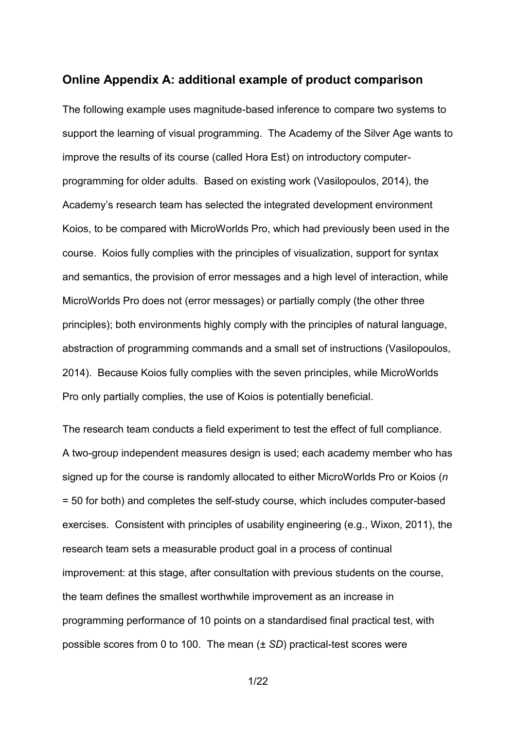## Online Appendix A: additional example of product comparison

The following example uses magnitude-based inference to compare two systems to support the learning of visual programming. The Academy of the Silver Age wants to improve the results of its course (called Hora Est) on introductory computer-programming for older adults. Based on existing work (Vasilopoulos, 2014), the Academy's research team has selected the integrated development environment Koios, to be compared with MicroWorlds Pro, which had previously been used in the course. Koios fully complies with the principles of visualization, support for syntax and semantics, the provision of error messages and a high level of interaction, while MicroWorlds Pro does not (error messages) or partially comply (the other three principles); both environments highly comply with the principles of natural language, abstraction of programming commands and a small set of instructions (Vasilopoulos, 2014). Because Koios fully complies with the seven principles, while MicroWorlds Pro only partially complies, the use of Koios is potentially beneficial.

The research team conducts a field experiment to test the effect of full compliance. A two-group independent measures design is used; each academy member who has signed up for the course is randomly allocated to either MicroWorlds Pro or Koios ($n$ = 50 for both) and completes the self-study course, which includes computer-based exercises. Consistent with principles of usability engineering (e.g., Wixon, 2011), the research team sets a measurable product goal in a process of continual improvement: at this stage, after consultation with previous students on the course, the team defines the smallest worthwhile improvement as an increase in programming performance of 10 points on a standardised final practical test, with possible scores from 0 to 100. The mean (± *SD*) practical-test scores were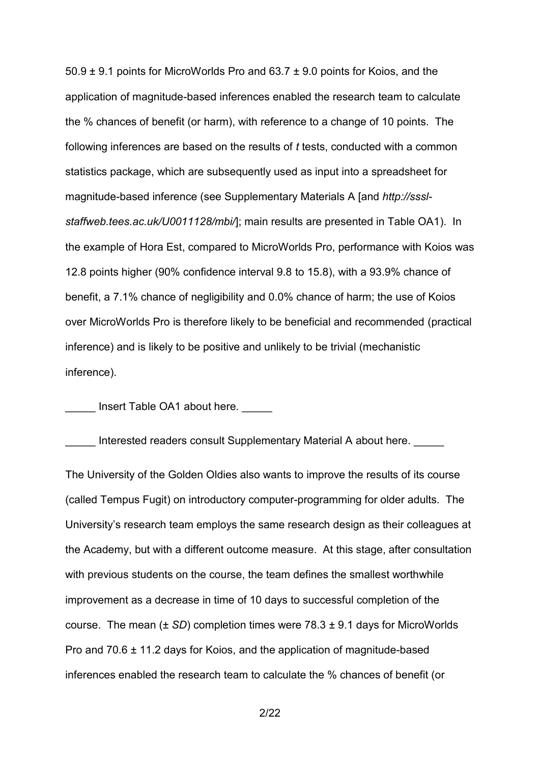50.9 ± 9.1 points for MicroWorlds Pro and 63.7 ± 9.0 points for Koios, and the application of magnitude-based inferences enabled the research team to calculate the % chances of benefit (or harm), with reference to a change of 10 points. The following inferences are based on the results of *t* tests, conducted with a common statistics package, which are subsequently used as input into a spreadsheet for magnitude-based inference (see Supplementary Materials A [and *http://sssl-staffweb.tees.ac.uk/U0011128/mbi/*]; main results are presented in Table OA1). In the example of Hora Est, compared to MicroWorlds Pro, performance with Koios was 12.8 points higher (90% confidence interval 9.8 to 15.8), with a 93.9% chance of benefit, a 7.1% chance of negligibility and 0.0% chance of harm; the use of Koios over MicroWorlds Pro is therefore likely to be beneficial and recommended (practical inference) and is likely to be positive and unlikely to be trivial (mechanistic inference).

_____ Insert Table OA1 about here. _____

_____ Interested readers consult Supplementary Material A about here. _____

The University of the Golden Oldies also wants to improve the results of its course (called Tempus Fugit) on introductory computer-programming for older adults. The University's research team employs the same research design as their colleagues at the Academy, but with a different outcome measure. At this stage, after consultation with previous students on the course, the team defines the smallest worthwhile improvement as a decrease in time of 10 days to successful completion of the course. The mean (± *SD*) completion times were 78.3 ± 9.1 days for MicroWorlds Pro and 70.6 ± 11.2 days for Koios, and the application of magnitude-based inferences enabled the research team to calculate the % chances of benefit (or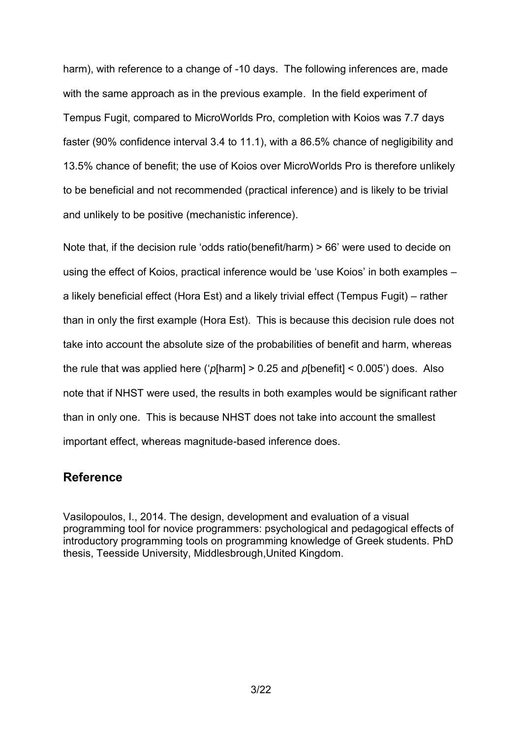harm), with reference to a change of -10 days. The following inferences are, made with the same approach as in the previous example. In the field experiment of Tempus Fugit, compared to MicroWorlds Pro, completion with Koios was 7.7 days faster (90% confidence interval 3.4 to 11.1), with a 86.5% chance of negligibility and 13.5% chance of benefit; the use of Koios over MicroWorlds Pro is therefore unlikely to be beneficial and not recommended (practical inference) and is likely to be trivial and unlikely to be positive (mechanistic inference).

Note that, if the decision rule 'odds ratio(benefit/harm) > 66' were used to decide on using the effect of Koios, practical inference would be 'use Koios' in both examples – a likely beneficial effect (Hora Est) and a likely trivial effect (Tempus Fugit) – rather than in only the first example (Hora Est). This is because this decision rule does not take into account the absolute size of the probabilities of benefit and harm, whereas the rule that was applied here ('$p$[harm] > 0.25 and $p$[benefit] < 0.005') does. Also note that if NHST were used, the results in both examples would be significant rather than in only one. This is because NHST does not take into account the smallest important effect, whereas magnitude-based inference does.

## Reference

Vasilopoulos, I., 2014. The design, development and evaluation of a visual programming tool for novice programmers: psychological and pedagogical effects of introductory programming tools on programming knowledge of Greek students. PhD thesis, Teesside University, Middlesbrough,United Kingdom.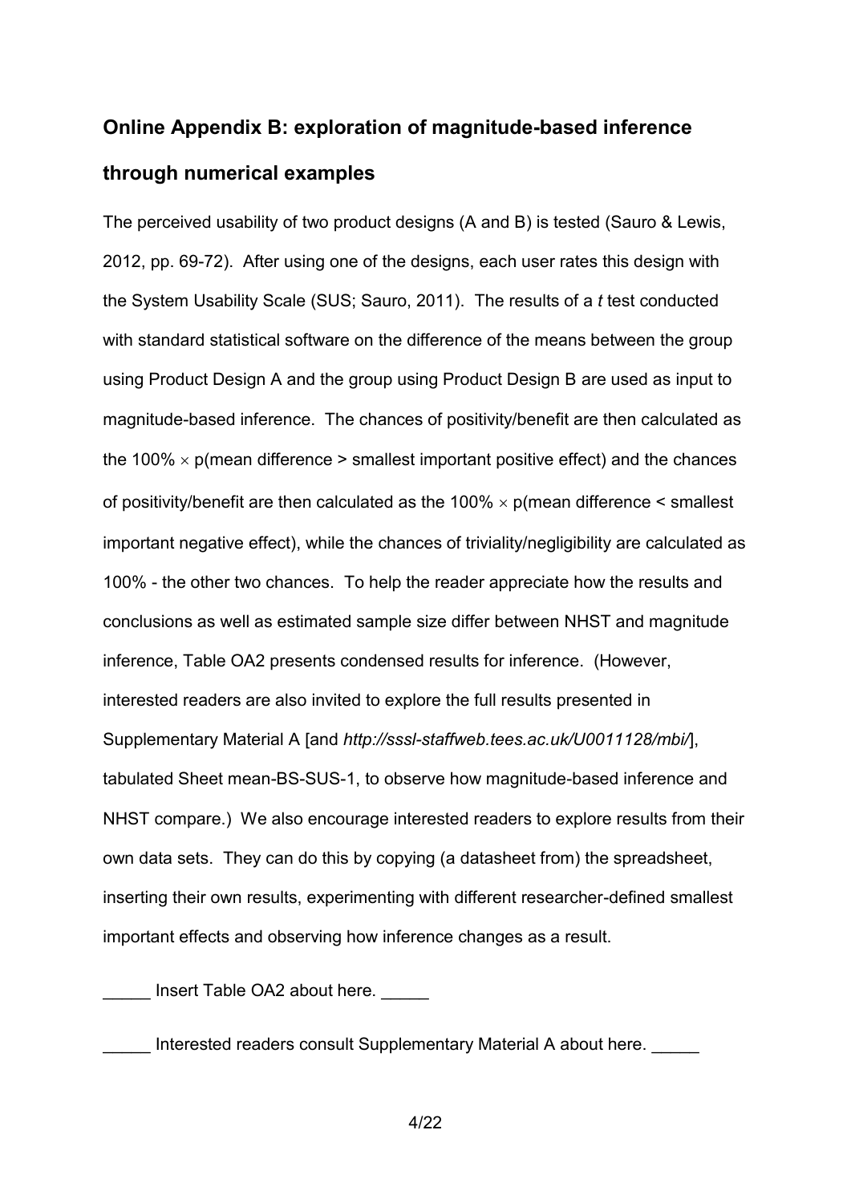## Online Appendix B: exploration of magnitude-based inference through numerical examples

The perceived usability of two product designs (A and B) is tested (Sauro & Lewis, 2012, pp. 69-72). After using one of the designs, each user rates this design with the System Usability Scale (SUS; Sauro, 2011). The results of a *t* test conducted with standard statistical software on the difference of the means between the group using Product Design A and the group using Product Design B are used as input to magnitude-based inference. The chances of positivity/benefit are then calculated as the 100% $\times$ p(mean difference > smallest important positive effect) and the chances of positivity/benefit are then calculated as the 100% $\times$ p(mean difference < smallest important negative effect), while the chances of triviality/negligibility are calculated as 100% - the other two chances. To help the reader appreciate how the results and conclusions as well as estimated sample size differ between NHST and magnitude inference, Table OA2 presents condensed results for inference. (However, interested readers are also invited to explore the full results presented in Supplementary Material A [and *http://sssl-staffweb.tees.ac.uk/U0011128/mbi/*], tabulated Sheet mean-BS-SUS-1, to observe how magnitude-based inference and NHST compare.) We also encourage interested readers to explore results from their own data sets. They can do this by copying (a datasheet from) the spreadsheet, inserting their own results, experimenting with different researcher-defined smallest important effects and observing how inference changes as a result.

_____ Insert Table OA2 about here. _____

_____ Interested readers consult Supplementary Material A about here. _____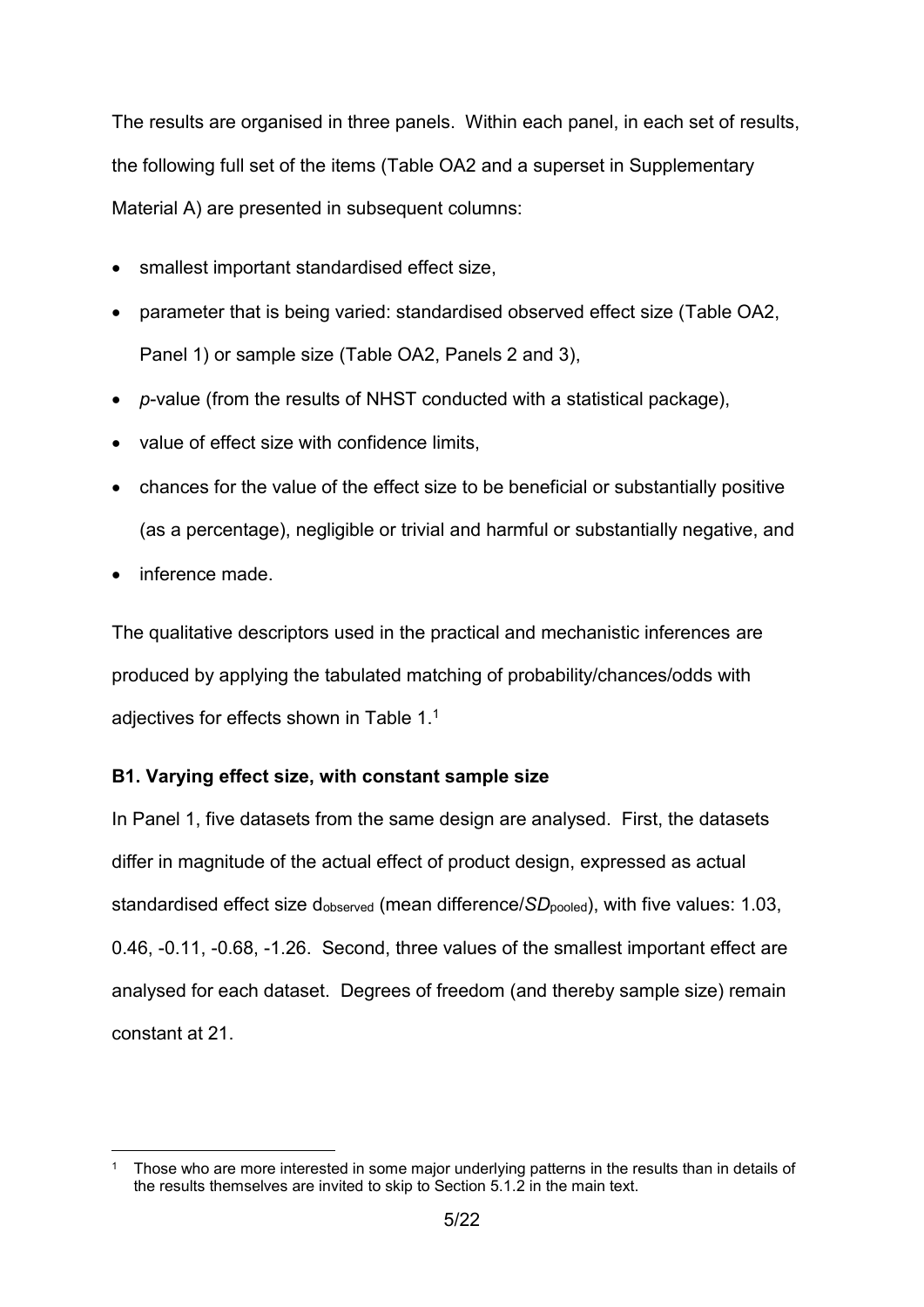The results are organised in three panels. Within each panel, in each set of results, the following full set of the items (Table OA2 and a superset in Supplementary Material A) are presented in subsequent columns:

- smallest important standardised effect size,
- parameter that is being varied: standardised observed effect size (Table OA2, Panel 1) or sample size (Table OA2, Panels 2 and 3),
- *p*-value (from the results of NHST conducted with a statistical package),
- value of effect size with confidence limits,
- chances for the value of the effect size to be beneficial or substantially positive (as a percentage), negligible or trivial and harmful or substantially negative, and
- inference made.

The qualitative descriptors used in the practical and mechanistic inferences are produced by applying the tabulated matching of probability/chances/odds with adjectives for effects shown in Table 1.[1]

**B1. Varying effect size, with constant sample size**

In Panel 1, five datasets from the same design are analysed. First, the datasets differ in magnitude of the actual effect of product design, expressed as actual standardised effect size $d_{observed}$ (mean difference/$SD_{pooled}$), with five values: 1.03, 0.46, -0.11, -0.68, -1.26. Second, three values of the smallest important effect are analysed for each dataset. Degrees of freedom (and thereby sample size) remain constant at 21.

[1] Those who are more interested in some major underlying patterns in the results than in details of the results themselves are invited to skip to Section 5.1.2 in the main text.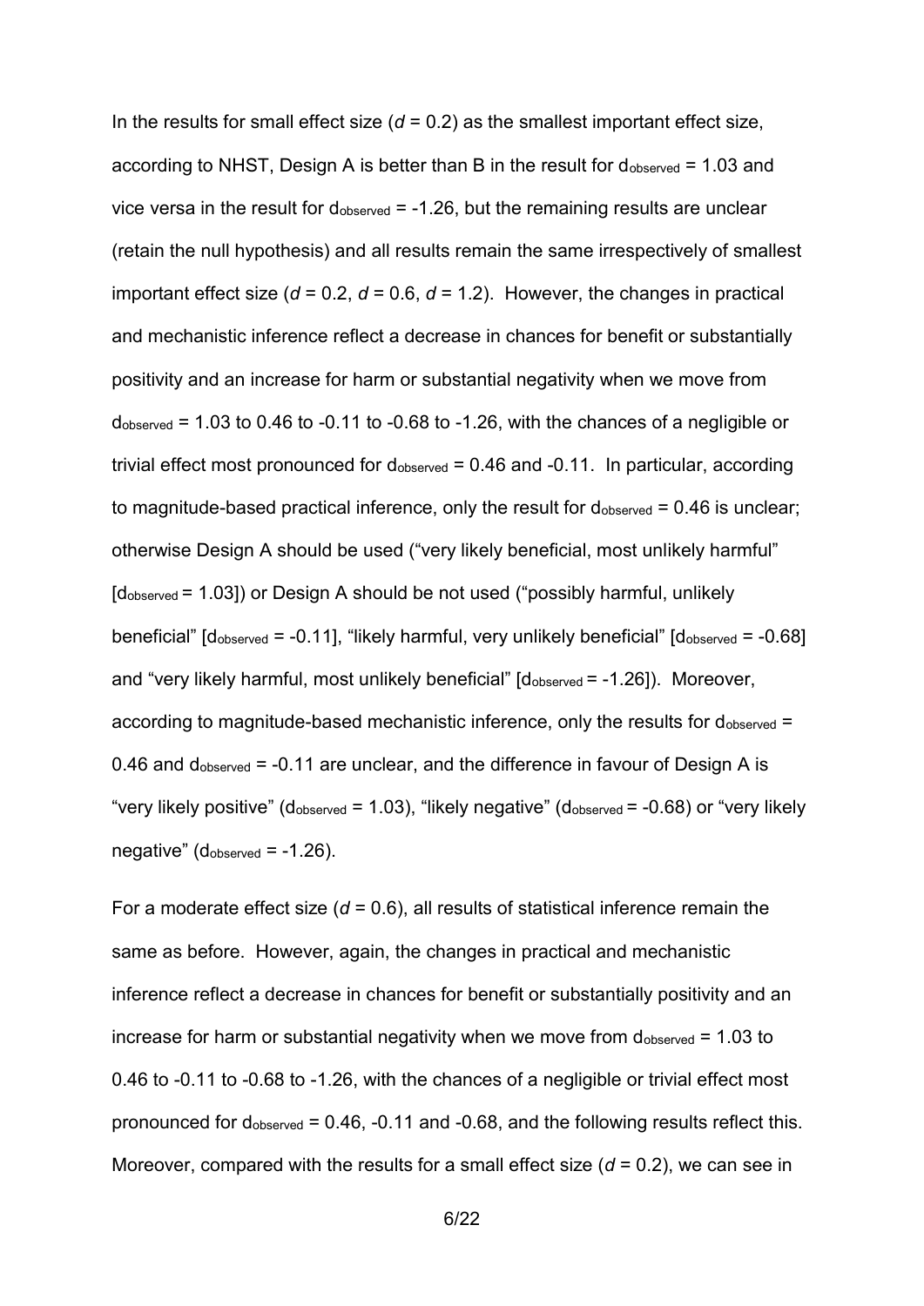In the results for small effect size ($d = 0.2$) as the smallest important effect size, according to NHST, Design A is better than B in the result for $d_{observed} = 1.03$ and vice versa in the result for $d_{observed} = -1.26$, but the remaining results are unclear (retain the null hypothesis) and all results remain the same irrespectively of smallest important effect size ($d = 0.2$, $d = 0.6$, $d = 1.2$). However, the changes in practical and mechanistic inference reflect a decrease in chances for benefit or substantially positivity and an increase for harm or substantial negativity when we move from $d_{observed} = 1.03$ to 0.46 to -0.11 to -0.68 to -1.26, with the chances of a negligible or trivial effect most pronounced for $d_{observed} = 0.46$ and -0.11. In particular, according to magnitude-based practical inference, only the result for $d_{observed} = 0.46$ is unclear; otherwise Design A should be used ("very likely beneficial, most unlikely harmful" [$d_{observed} = 1.03$]) or Design A should be not used ("possibly harmful, unlikely beneficial" [$d_{observed} = -0.11$], "likely harmful, very unlikely beneficial" [$d_{observed} = -0.68$] and "very likely harmful, most unlikely beneficial" [$d_{observed} = -1.26$]). Moreover, according to magnitude-based mechanistic inference, only the results for $d_{observed} = 0.46$ and $d_{observed} = -0.11$ are unclear, and the difference in favour of Design A is "very likely positive" ($d_{observed} = 1.03$), "likely negative" ($d_{observed} = -0.68$) or "very likely negative" ($d_{observed} = -1.26$).

For a moderate effect size ($d = 0.6$), all results of statistical inference remain the same as before. However, again, the changes in practical and mechanistic inference reflect a decrease in chances for benefit or substantially positivity and an increase for harm or substantial negativity when we move from $d_{observed} = 1.03$ to 0.46 to -0.11 to -0.68 to -1.26, with the chances of a negligible or trivial effect most pronounced for $d_{observed} = 0.46$, -0.11 and -0.68, and the following results reflect this. Moreover, compared with the results for a small effect size ($d = 0.2$), we can see in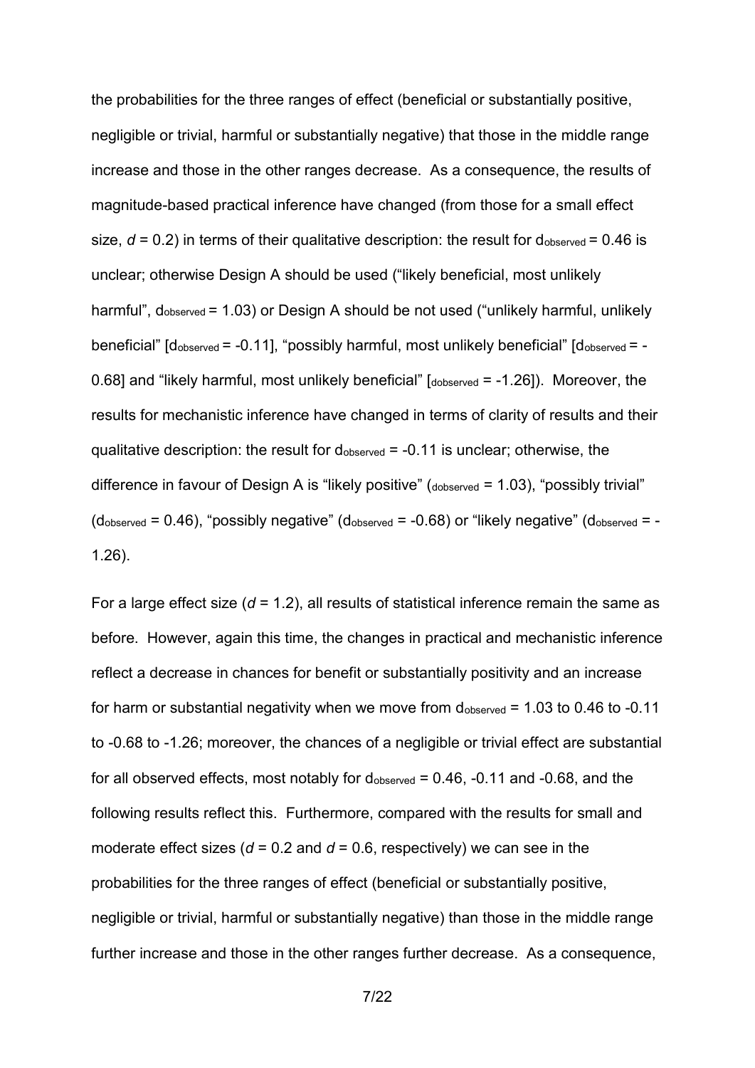the probabilities for the three ranges of effect (beneficial or substantially positive, negligible or trivial, harmful or substantially negative) that those in the middle range increase and those in the other ranges decrease. As a consequence, the results of magnitude-based practical inference have changed (from those for a small effect size, $d = 0.2$) in terms of their qualitative description: the result for $d_{observed} = 0.46$ is unclear; otherwise Design A should be used ("likely beneficial, most unlikely harmful", $d_{observed} = 1.03$) or Design A should be not used ("unlikely harmful, unlikely beneficial" [$d_{observed} = -0.11$], "possibly harmful, most unlikely beneficial" [$d_{observed} = -0.68$] and "likely harmful, most unlikely beneficial" [$_{dobserved} = -1.26$]). Moreover, the results for mechanistic inference have changed in terms of clarity of results and their qualitative description: the result for $d_{observed} = -0.11$ is unclear; otherwise, the difference in favour of Design A is "likely positive" ($_{dobserved} = 1.03$), "possibly trivial" ($d_{observed} = 0.46$), "possibly negative" ($d_{observed} = -0.68$) or "likely negative" ($d_{observed} = -1.26$).

For a large effect size ($d = 1.2$), all results of statistical inference remain the same as before. However, again this time, the changes in practical and mechanistic inference reflect a decrease in chances for benefit or substantially positivity and an increase for harm or substantial negativity when we move from $d_{observed} = 1.03$ to 0.46 to -0.11 to -0.68 to -1.26; moreover, the chances of a negligible or trivial effect are substantial for all observed effects, most notably for $d_{observed} = 0.46$, -0.11 and -0.68, and the following results reflect this. Furthermore, compared with the results for small and moderate effect sizes ($d = 0.2$ and $d = 0.6$, respectively) we can see in the probabilities for the three ranges of effect (beneficial or substantially positive, negligible or trivial, harmful or substantially negative) than those in the middle range further increase and those in the other ranges further decrease. As a consequence,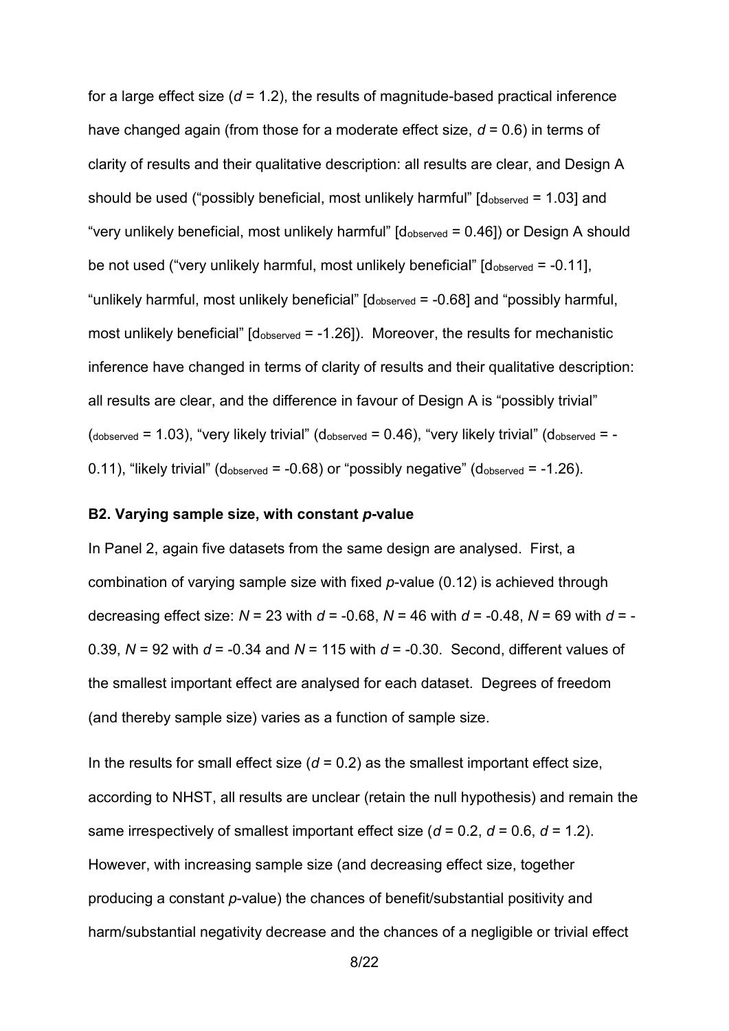for a large effect size ($d$ = 1.2), the results of magnitude-based practical inference have changed again (from those for a moderate effect size, $d$ = 0.6) in terms of clarity of results and their qualitative description: all results are clear, and Design A should be used ("possibly beneficial, most unlikely harmful" [$d_{observed}$ = 1.03] and "very unlikely beneficial, most unlikely harmful" [$d_{observed}$ = 0.46]) or Design A should be not used ("very unlikely harmful, most unlikely beneficial" [$d_{observed}$ = -0.11], "unlikely harmful, most unlikely beneficial" [$d_{observed}$ = -0.68] and "possibly harmful, most unlikely beneficial" [$d_{observed}$ = -1.26]). Moreover, the results for mechanistic inference have changed in terms of clarity of results and their qualitative description: all results are clear, and the difference in favour of Design A is "possibly trivial" ($_{dobserved}$ = 1.03), "very likely trivial" ($d_{observed}$ = 0.46), "very likely trivial" ($d_{observed}$ = -0.11), "likely trivial" ($d_{observed}$ = -0.68) or "possibly negative" ($d_{observed}$ = -1.26).

### B2. Varying sample size, with constant *p*-value

In Panel 2, again five datasets from the same design are analysed. First, a combination of varying sample size with fixed *p*-value (0.12) is achieved through decreasing effect size: $N$ = 23 with $d$ = -0.68, $N$ = 46 with $d$ = -0.48, $N$ = 69 with $d$ = -0.39, $N$ = 92 with $d$ = -0.34 and $N$ = 115 with $d$ = -0.30. Second, different values of the smallest important effect are analysed for each dataset. Degrees of freedom (and thereby sample size) varies as a function of sample size.

In the results for small effect size ($d$ = 0.2) as the smallest important effect size, according to NHST, all results are unclear (retain the null hypothesis) and remain the same irrespectively of smallest important effect size ($d$ = 0.2, $d$ = 0.6, $d$ = 1.2). However, with increasing sample size (and decreasing effect size, together producing a constant *p*-value) the chances of benefit/substantial positivity and harm/substantial negativity decrease and the chances of a negligible or trivial effect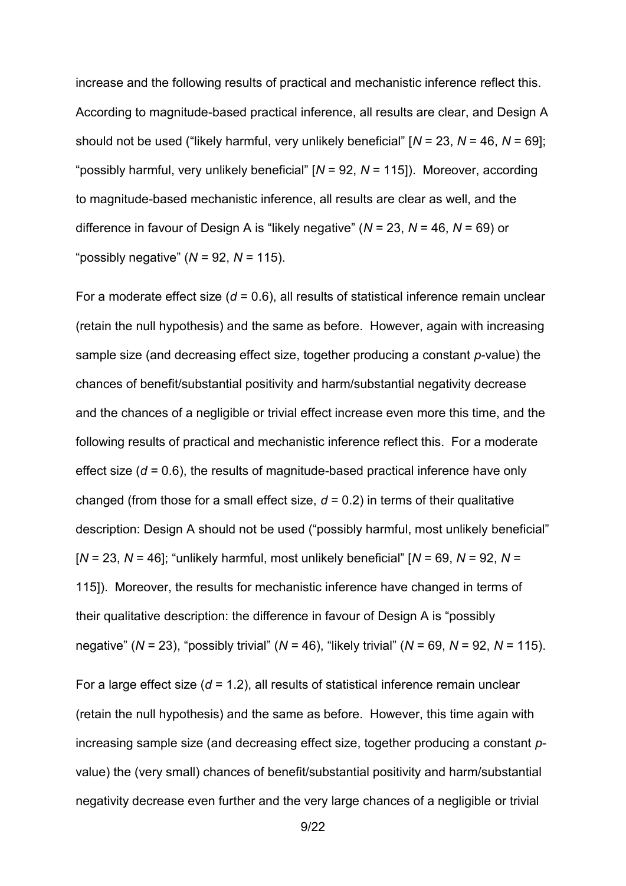increase and the following results of practical and mechanistic inference reflect this. According to magnitude-based practical inference, all results are clear, and Design A should not be used ("likely harmful, very unlikely beneficial" [$N$ = 23, $N$ = 46, $N$ = 69]; "possibly harmful, very unlikely beneficial" [$N$ = 92, $N$ = 115]). Moreover, according to magnitude-based mechanistic inference, all results are clear as well, and the difference in favour of Design A is "likely negative" ($N$ = 23, $N$ = 46, $N$ = 69) or "possibly negative" ($N$ = 92, $N$ = 115).

For a moderate effect size ($d$ = 0.6), all results of statistical inference remain unclear (retain the null hypothesis) and the same as before. However, again with increasing sample size (and decreasing effect size, together producing a constant $p$-value) the chances of benefit/substantial positivity and harm/substantial negativity decrease and the chances of a negligible or trivial effect increase even more this time, and the following results of practical and mechanistic inference reflect this. For a moderate effect size ($d$ = 0.6), the results of magnitude-based practical inference have only changed (from those for a small effect size, $d$ = 0.2) in terms of their qualitative description: Design A should not be used ("possibly harmful, most unlikely beneficial" [$N$ = 23, $N$ = 46]; "unlikely harmful, most unlikely beneficial" [$N$ = 69, $N$ = 92, $N$ = 115]). Moreover, the results for mechanistic inference have changed in terms of their qualitative description: the difference in favour of Design A is "possibly negative" ($N$ = 23), "possibly trivial" ($N$ = 46), "likely trivial" ($N$ = 69, $N$ = 92, $N$ = 115).

For a large effect size ($d$ = 1.2), all results of statistical inference remain unclear (retain the null hypothesis) and the same as before. However, this time again with increasing sample size (and decreasing effect size, together producing a constant $p$-value) the (very small) chances of benefit/substantial positivity and harm/substantial negativity decrease even further and the very large chances of a negligible or trivial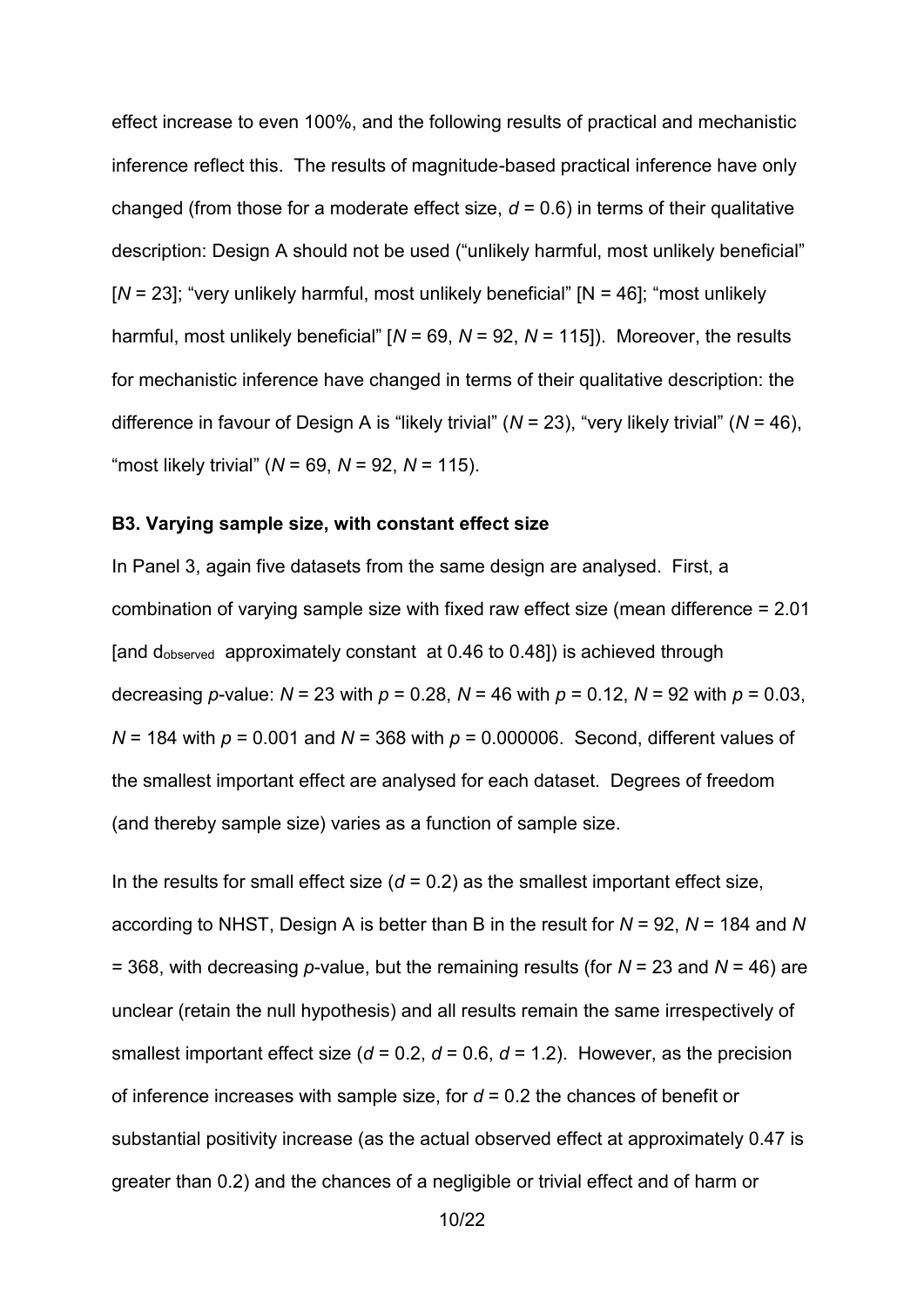effect increase to even 100%, and the following results of practical and mechanistic inference reflect this. The results of magnitude-based practical inference have only changed (from those for a moderate effect size, $d$ = 0.6) in terms of their qualitative description: Design A should not be used ("unlikely harmful, most unlikely beneficial" [$N$ = 23]; "very unlikely harmful, most unlikely beneficial" [N = 46]; "most unlikely harmful, most unlikely beneficial" [$N$ = 69, $N$ = 92, $N$ = 115]). Moreover, the results for mechanistic inference have changed in terms of their qualitative description: the difference in favour of Design A is "likely trivial" ($N$ = 23), "very likely trivial" ($N$ = 46), "most likely trivial" ($N$ = 69, $N$ = 92, $N$ = 115).

**B3. Varying sample size, with constant effect size**

In Panel 3, again five datasets from the same design are analysed. First, a combination of varying sample size with fixed raw effect size (mean difference = 2.01 [and $d_{observed}$ approximately constant at 0.46 to 0.48]) is achieved through decreasing $p$-value: $N$ = 23 with $p$ = 0.28, $N$ = 46 with $p$ = 0.12, $N$ = 92 with $p$ = 0.03, $N$ = 184 with $p$ = 0.001 and $N$ = 368 with $p$ = 0.000006. Second, different values of the smallest important effect are analysed for each dataset. Degrees of freedom (and thereby sample size) varies as a function of sample size.

In the results for small effect size ($d$ = 0.2) as the smallest important effect size, according to NHST, Design A is better than B in the result for $N$ = 92, $N$ = 184 and $N$ = 368, with decreasing $p$-value, but the remaining results (for $N$ = 23 and $N$ = 46) are unclear (retain the null hypothesis) and all results remain the same irrespectively of smallest important effect size ($d$ = 0.2, $d$ = 0.6, $d$ = 1.2). However, as the precision of inference increases with sample size, for $d$ = 0.2 the chances of benefit or substantial positivity increase (as the actual observed effect at approximately 0.47 is greater than 0.2) and the chances of a negligible or trivial effect and of harm or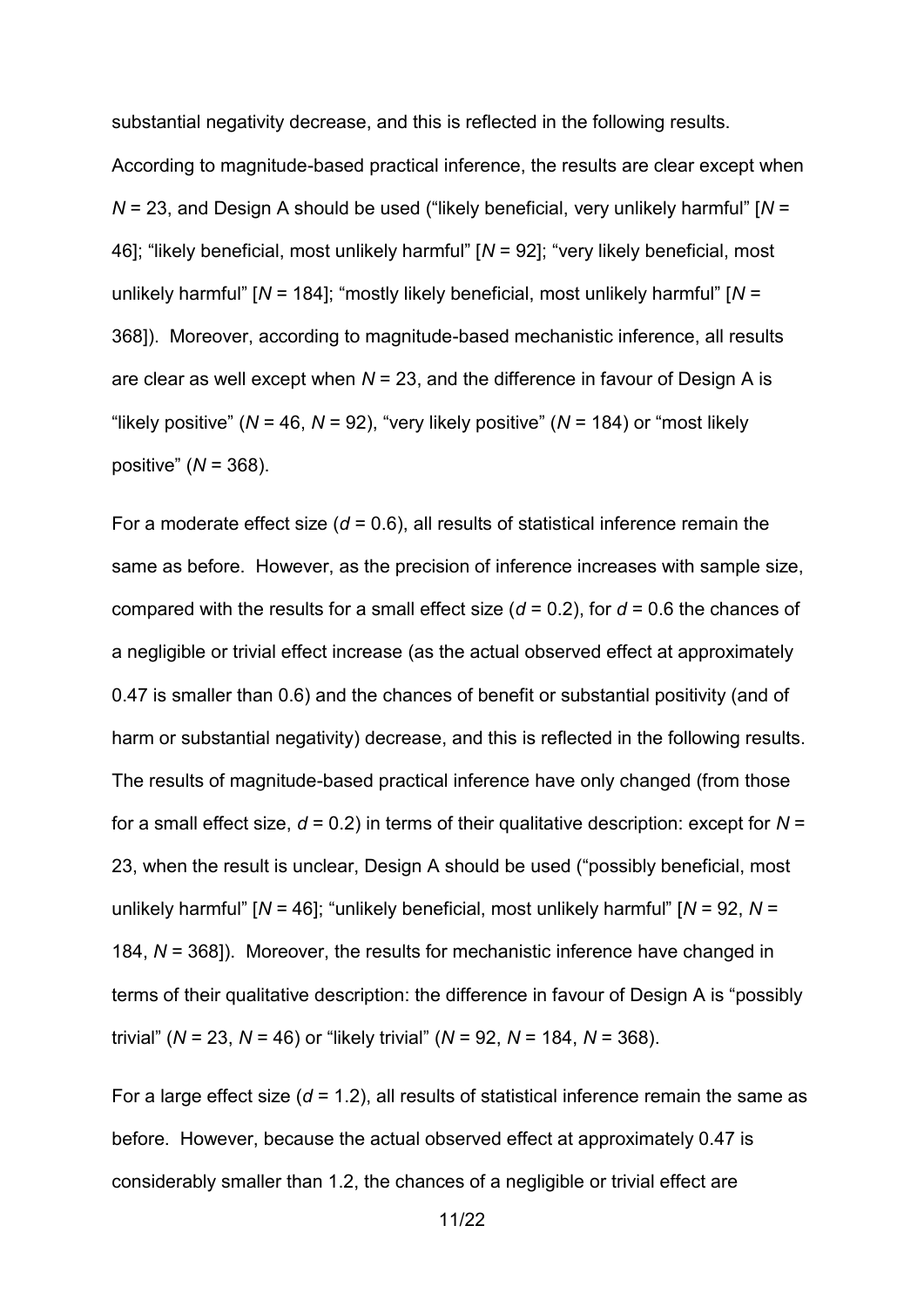substantial negativity decrease, and this is reflected in the following results. According to magnitude-based practical inference, the results are clear except when $N$ = 23, and Design A should be used ("likely beneficial, very unlikely harmful" [$N$ = 46]; "likely beneficial, most unlikely harmful" [$N$ = 92]; "very likely beneficial, most unlikely harmful" [$N$ = 184]; "mostly likely beneficial, most unlikely harmful" [$N$ = 368]). Moreover, according to magnitude-based mechanistic inference, all results are clear as well except when $N$ = 23, and the difference in favour of Design A is "likely positive" ($N$ = 46, $N$ = 92), "very likely positive" ($N$ = 184) or "most likely positive" ($N$ = 368).

For a moderate effect size ($d$ = 0.6), all results of statistical inference remain the same as before. However, as the precision of inference increases with sample size, compared with the results for a small effect size ($d$ = 0.2), for $d$ = 0.6 the chances of a negligible or trivial effect increase (as the actual observed effect at approximately 0.47 is smaller than 0.6) and the chances of benefit or substantial positivity (and of harm or substantial negativity) decrease, and this is reflected in the following results. The results of magnitude-based practical inference have only changed (from those for a small effect size, $d$ = 0.2) in terms of their qualitative description: except for $N$ = 23, when the result is unclear, Design A should be used ("possibly beneficial, most unlikely harmful" [$N$ = 46]; "unlikely beneficial, most unlikely harmful" [$N$ = 92, $N$ = 184, $N$ = 368]). Moreover, the results for mechanistic inference have changed in terms of their qualitative description: the difference in favour of Design A is "possibly trivial" ($N$ = 23, $N$ = 46) or "likely trivial" ($N$ = 92, $N$ = 184, $N$ = 368).

For a large effect size ($d$ = 1.2), all results of statistical inference remain the same as before. However, because the actual observed effect at approximately 0.47 is considerably smaller than 1.2, the chances of a negligible or trivial effect are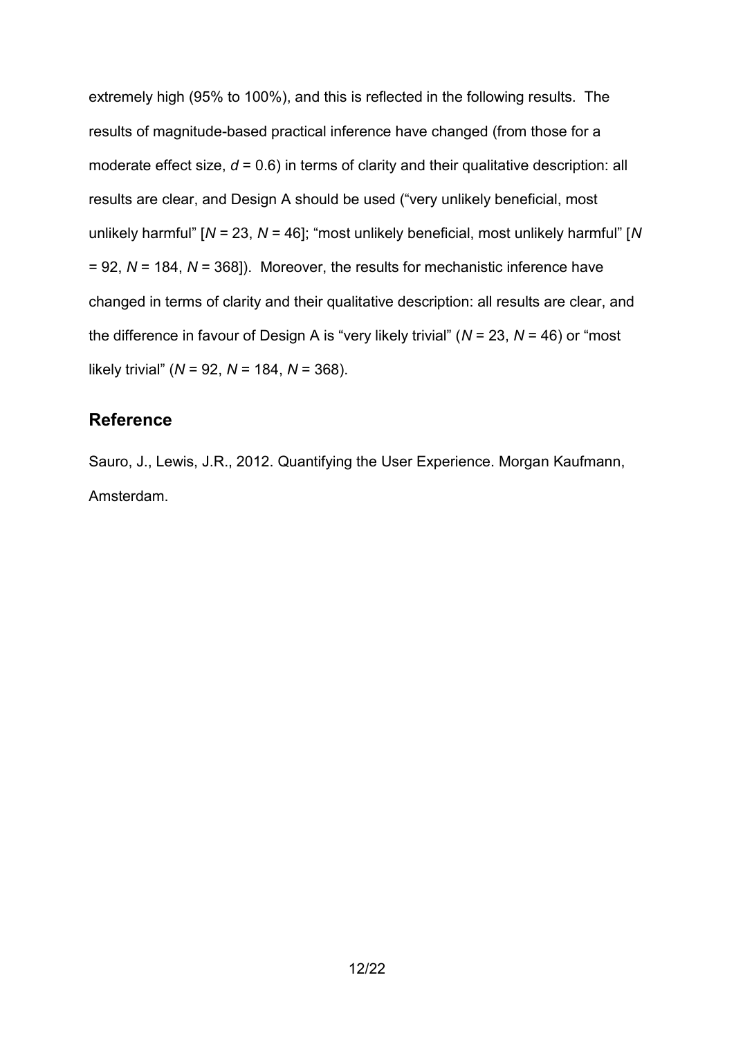extremely high (95% to 100%), and this is reflected in the following results. The results of magnitude-based practical inference have changed (from those for a moderate effect size, $d = 0.6$) in terms of clarity and their qualitative description: all results are clear, and Design A should be used ("very unlikely beneficial, most unlikely harmful" [$N = 23$, $N = 46$]; "most unlikely beneficial, most unlikely harmful" [$N = 92$, $N = 184$, $N = 368$]). Moreover, the results for mechanistic inference have changed in terms of clarity and their qualitative description: all results are clear, and the difference in favour of Design A is "very likely trivial" ($N = 23$, $N = 46$) or "most likely trivial" ($N = 92$, $N = 184$, $N = 368$).

## Reference

Sauro, J., Lewis, J.R., 2012. Quantifying the User Experience. Morgan Kaufmann, Amsterdam.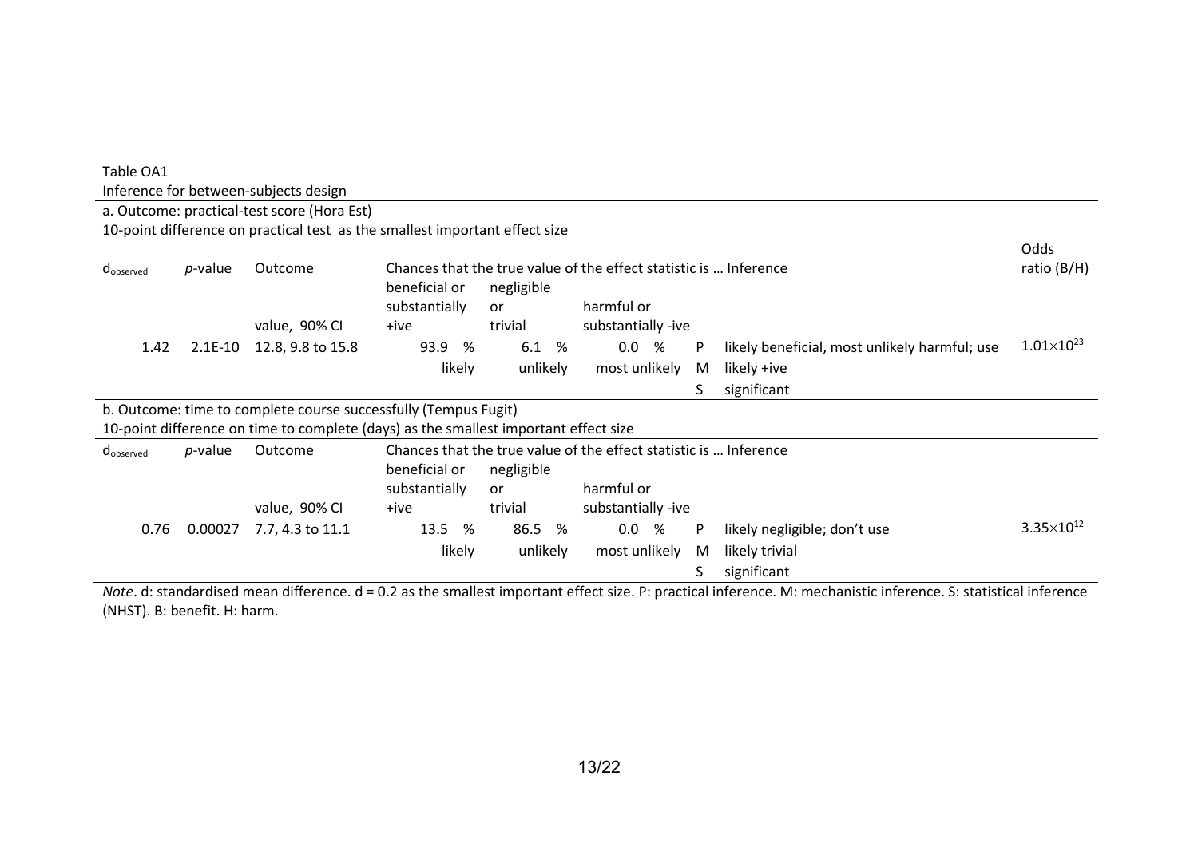Table OA1

Inference for between-subjects design

a. Outcome: practical-test score (Hora Est)

10-point difference on practical test as the smallest important effect size

| $d_{observed}$ | *p*-value | Outcome value, 90% CI | Chances that the true value of the effect statistic is … beneficial or substantially +ive | negligible or trivial | harmful or substantially -ive | | Inference | Odds ratio (B/H) |
|---|---|---|---|---|---|---|---|---|
| 1.42 | 2.1E-10 | 12.8, 9.8 to 15.8 | 93.9 % | 6.1 % | 0.0 % | P | likely beneficial, most unlikely harmful; use | $1.01 \times 10^{23}$ |
| | | | likely | unlikely | most unlikely | M | likely +ive | |
| | | | | | | S | significant | |

b. Outcome: time to complete course successfully (Tempus Fugit)

10-point difference on time to complete (days) as the smallest important effect size

| $d_{observed}$ | *p*-value | Outcome value, 90% CI | Chances that the true value of the effect statistic is … beneficial or substantially +ive | negligible or trivial | harmful or substantially -ive | | Inference | Odds ratio (B/H) |
|---|---|---|---|---|---|---|---|---|
| 0.76 | 0.00027 | 7.7, 4.3 to 11.1 | 13.5 % | 86.5 % | 0.0 % | P | likely negligible; don't use | $3.35 \times 10^{12}$ |
| | | | likely | unlikely | most unlikely | M | likely trivial | |
| | | | | | | S | significant | |

*Note*. d: standardised mean difference. d = 0.2 as the smallest important effect size. P: practical inference. M: mechanistic inference. S: statistical inference (NHST). B: benefit. H: harm.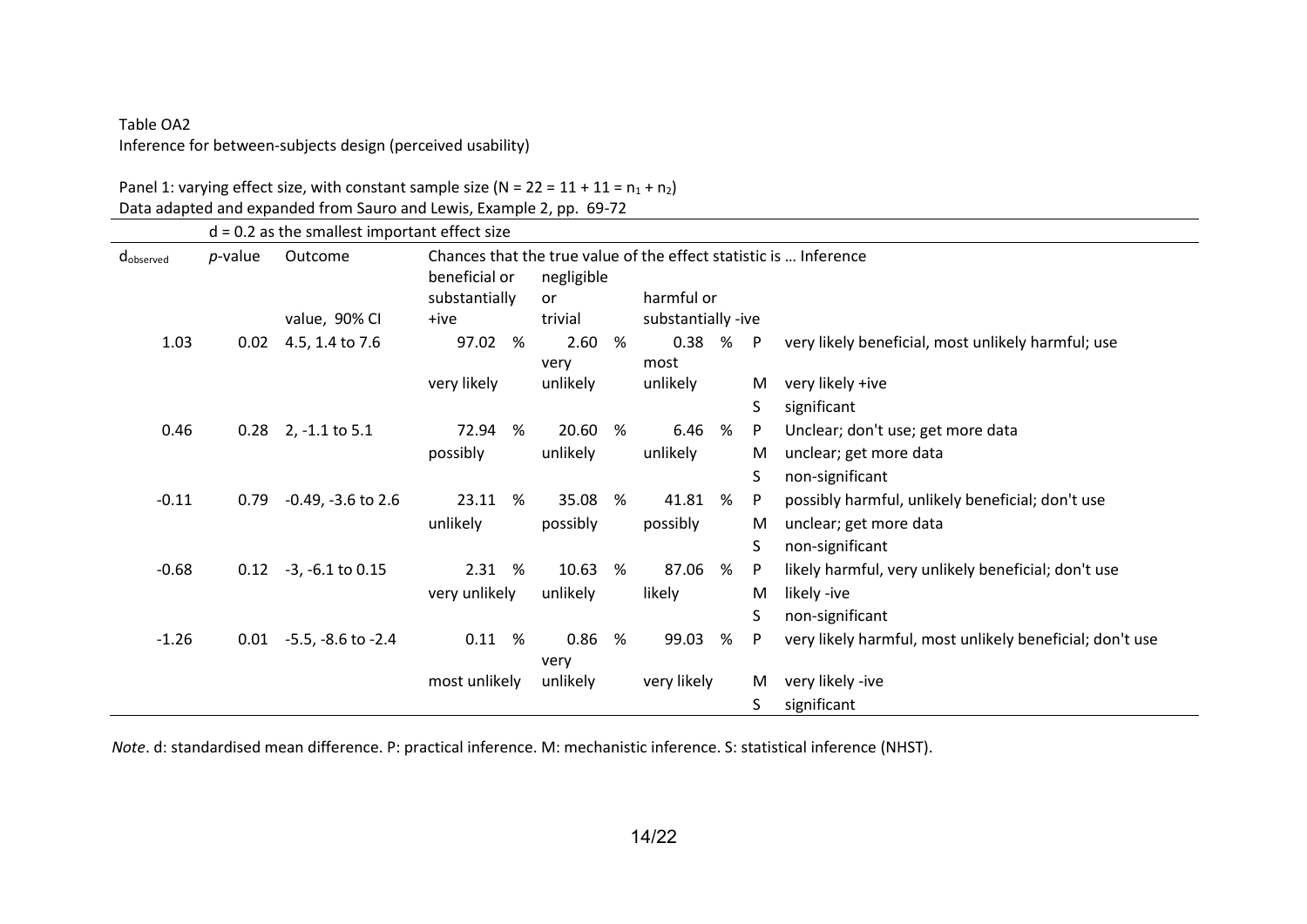Table OA2

Inference for between-subjects design (perceived usability)

Panel 1: varying effect size, with constant sample size ($N = 22 = 11 + 11 = n_1 + n_2$)
Data adapted and expanded from Sauro and Lewis, Example 2, pp. 69-72

| | | $d = 0.2$ as the smallest important effect size | | | | | |
|---|---|---|---|---|---|---|---|
| $d_{observed}$ | *p*-value | Outcome value, 90% CI | Chances that the true value of the effect statistic is … beneficial or substantially +ive | negligible or trivial | harmful or substantially -ive | | Inference |
| 1.03 | 0.02 | 4.5, 1.4 to 7.6 | 97.02 % | 2.60 % | 0.38 % | P | very likely beneficial, most unlikely harmful; use |
| | | | very likely | very unlikely | most unlikely | M | very likely +ive |
| | | | | | | S | significant |
| 0.46 | 0.28 | 2, -1.1 to 5.1 | 72.94 % | 20.60 % | 6.46 % | P | Unclear; don't use; get more data |
| | | | possibly | unlikely | unlikely | M | unclear; get more data |
| | | | | | | S | non-significant |
| -0.11 | 0.79 | -0.49, -3.6 to 2.6 | 23.11 % | 35.08 % | 41.81 % | P | possibly harmful, unlikely beneficial; don't use |
| | | | unlikely | possibly | possibly | M | unclear; get more data |
| | | | | | | S | non-significant |
| -0.68 | 0.12 | -3, -6.1 to 0.15 | 2.31 % | 10.63 % | 87.06 % | P | likely harmful, very unlikely beneficial; don't use |
| | | | very unlikely | unlikely | likely | M | likely -ive |
| | | | | | | S | non-significant |
| -1.26 | 0.01 | -5.5, -8.6 to -2.4 | 0.11 % | 0.86 % | 99.03 % | P | very likely harmful, most unlikely beneficial; don't use |
| | | | most unlikely | very unlikely | very likely | M | very likely -ive |
| | | | | | | S | significant |

*Note*. d: standardised mean difference. P: practical inference. M: mechanistic inference. S: statistical inference (NHST).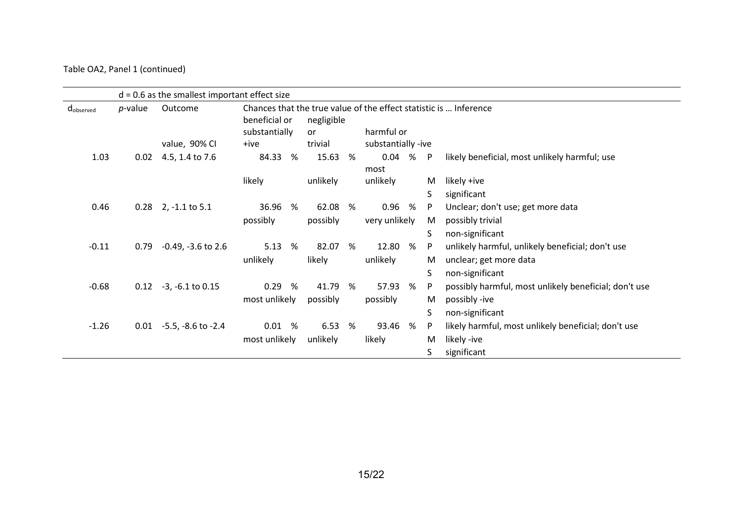Table OA2, Panel 1 (continued)

| | d = 0.6 as the smallest important effect size | | | | | | | |
|---|---|---|---|---|---|---|---|---|
| $d_{observed}$ | *p*-value | Outcome value, 90% CI | Chances that the true value of the effect statistic is … beneficial or substantially +ive | negligible or trivial | harmful or substantially -ive | | Inference | |
| 1.03 | 0.02 | 4.5, 1.4 to 7.6 | 84.33 % | 15.63 % | 0.04 % | P | likely beneficial, most unlikely harmful; use | |
| | | | likely | unlikely | most unlikely | M | likely +ive | |
| | | | | | | S | significant | |
| 0.46 | 0.28 | 2, -1.1 to 5.1 | 36.96 % | 62.08 % | 0.96 % | P | Unclear; don't use; get more data | |
| | | | possibly | possibly | very unlikely | M | possibly trivial | |
| | | | | | | S | non-significant | |
| -0.11 | 0.79 | -0.49, -3.6 to 2.6 | 5.13 % | 82.07 % | 12.80 % | P | unlikely harmful, unlikely beneficial; don't use | |
| | | | unlikely | likely | unlikely | M | unclear; get more data | |
| | | | | | | S | non-significant | |
| -0.68 | 0.12 | -3, -6.1 to 0.15 | 0.29 % | 41.79 % | 57.93 % | P | possibly harmful, most unlikely beneficial; don't use | |
| | | | most unlikely | possibly | possibly | M | possibly -ive | |
| | | | | | | S | non-significant | |
| -1.26 | 0.01 | -5.5, -8.6 to -2.4 | 0.01 % | 6.53 % | 93.46 % | P | likely harmful, most unlikely beneficial; don't use | |
| | | | most unlikely | unlikely | likely | M | likely -ive | |
| | | | | | | S | significant | |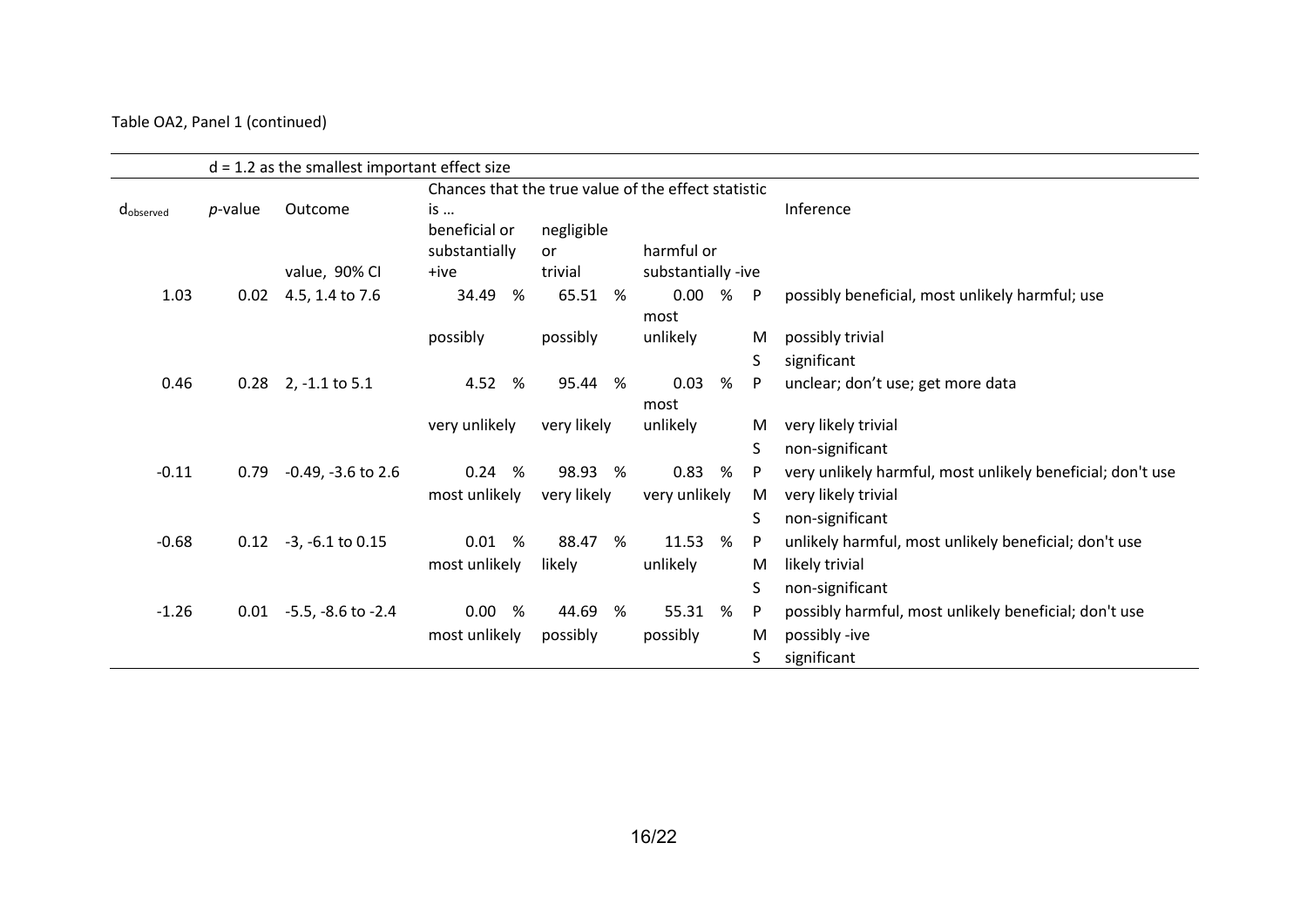Table OA2, Panel 1 (continued)

| | d = 1.2 as the smallest important effect size | | | | | | |
|---|---|---|---|---|---|---|---|
| $d_{observed}$ | *p*-value | Outcome value, 90% CI | Chances that the true value of the effect statistic is … beneficial or substantially +ive | negligible or trivial | harmful or substantially -ive | | Inference |
| 1.03 | 0.02 | 4.5, 1.4 to 7.6 | 34.49 % | 65.51 % | 0.00 % | P | possibly beneficial, most unlikely harmful; use |
| | | | possibly | possibly | most unlikely | M | possibly trivial |
| | | | | | | S | significant |
| 0.46 | 0.28 | 2, -1.1 to 5.1 | 4.52 % | 95.44 % | 0.03 % | P | unclear; don't use; get more data |
| | | | very unlikely | very likely | most unlikely | M | very likely trivial |
| | | | | | | S | non-significant |
| -0.11 | 0.79 | -0.49, -3.6 to 2.6 | 0.24 % | 98.93 % | 0.83 % | P | very unlikely harmful, most unlikely beneficial; don't use |
| | | | most unlikely | very likely | very unlikely | M | very likely trivial |
| | | | | | | S | non-significant |
| -0.68 | 0.12 | -3, -6.1 to 0.15 | 0.01 % | 88.47 % | 11.53 % | P | unlikely harmful, most unlikely beneficial; don't use |
| | | | most unlikely | likely | unlikely | M | likely trivial |
| | | | | | | S | non-significant |
| -1.26 | 0.01 | -5.5, -8.6 to -2.4 | 0.00 % | 44.69 % | 55.31 % | P | possibly harmful, most unlikely beneficial; don't use |
| | | | most unlikely | possibly | possibly | M | possibly -ive |
| | | | | | | S | significant |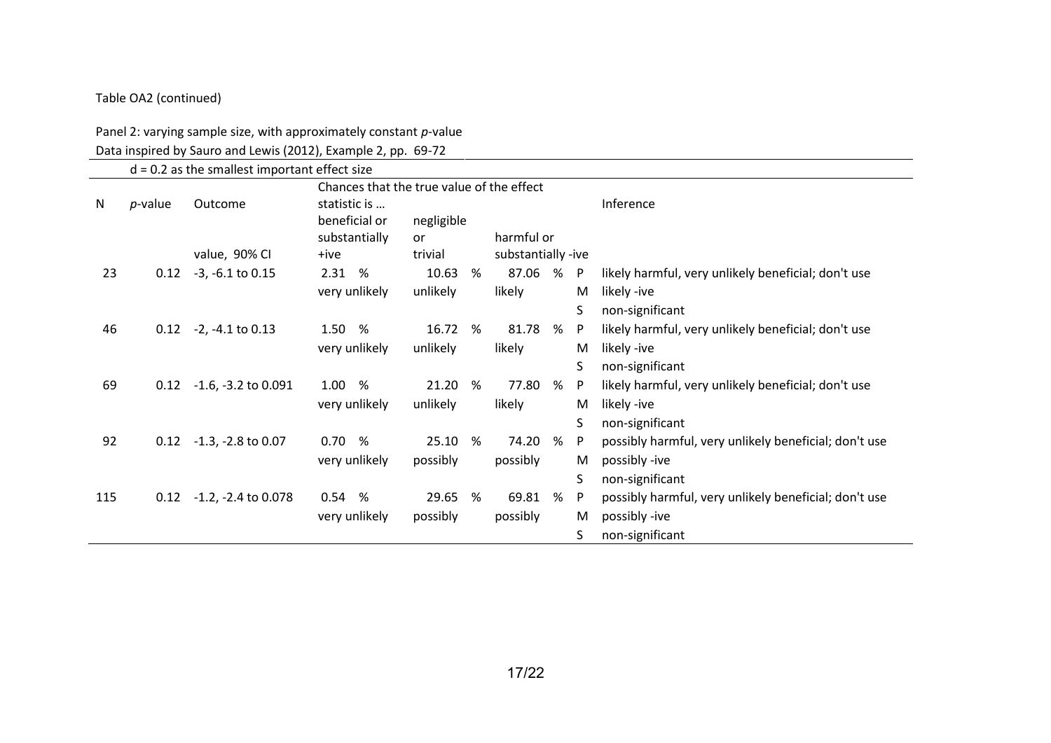Table OA2 (continued)

Panel 2: varying sample size, with approximately constant *p*-value
Data inspired by Sauro and Lewis (2012), Example 2, pp. 69-72

| | | d = 0.2 as the smallest important effect size | | | | | |
|---|---|---|---|---|---|---|---|
| | | | Chances that the true value of the effect statistic is … | | | | |
| N | *p*-value | Outcome value, 90% CI | beneficial or substantially +ive | negligible or trivial | harmful or substantially -ive | | Inference |
| 23 | 0.12 | -3, -6.1 to 0.15 | 2.31 % | 10.63 % | 87.06 % | P | likely harmful, very unlikely beneficial; don't use |
| | | | very unlikely | unlikely | likely | M | likely -ive |
| | | | | | | S | non-significant |
| 46 | 0.12 | -2, -4.1 to 0.13 | 1.50 % | 16.72 % | 81.78 % | P | likely harmful, very unlikely beneficial; don't use |
| | | | very unlikely | unlikely | likely | M | likely -ive |
| | | | | | | S | non-significant |
| 69 | 0.12 | -1.6, -3.2 to 0.091 | 1.00 % | 21.20 % | 77.80 % | P | likely harmful, very unlikely beneficial; don't use |
| | | | very unlikely | unlikely | likely | M | likely -ive |
| | | | | | | S | non-significant |
| 92 | 0.12 | -1.3, -2.8 to 0.07 | 0.70 % | 25.10 % | 74.20 % | P | possibly harmful, very unlikely beneficial; don't use |
| | | | very unlikely | possibly | possibly | M | possibly -ive |
| | | | | | | S | non-significant |
| 115 | 0.12 | -1.2, -2.4 to 0.078 | 0.54 % | 29.65 % | 69.81 % | P | possibly harmful, very unlikely beneficial; don't use |
| | | | very unlikely | possibly | possibly | M | possibly -ive |
| | | | | | | S | non-significant |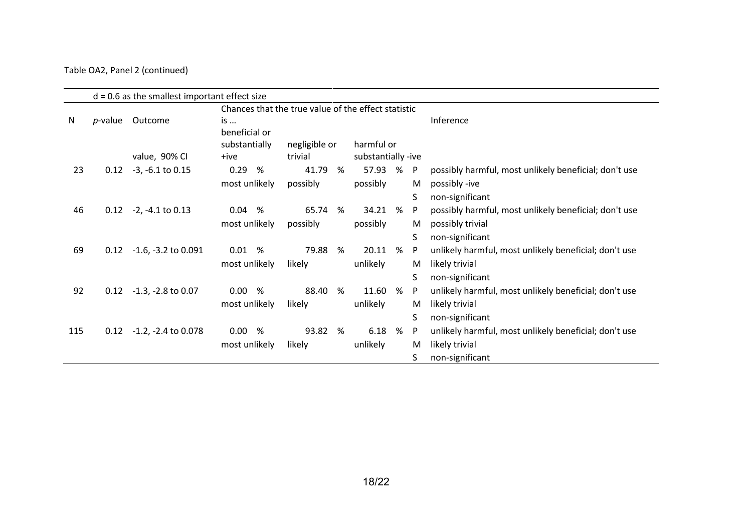Table OA2, Panel 2 (continued)

| N | *p*-value | Outcome value, 90% CI | d = 0.6 as the smallest important effect size. Chances that the true value of the effect statistic is … beneficial or substantially +ive | | negligible or trivial | | harmful or substantially -ive | | | Inference |
|---|---|---|---|---|---|---|---|---|---|---|
| 23 | 0.12 | -3, -6.1 to 0.15 | 0.29 | % | 41.79 | % | 57.93 | % | P | possibly harmful, most unlikely beneficial; don't use |
| | | | most unlikely | | possibly | | possibly | | M | possibly -ive |
| | | | | | | | | | S | non-significant |
| 46 | 0.12 | -2, -4.1 to 0.13 | 0.04 | % | 65.74 | % | 34.21 | % | P | possibly harmful, most unlikely beneficial; don't use |
| | | | most unlikely | | possibly | | possibly | | M | possibly trivial |
| | | | | | | | | | S | non-significant |
| 69 | 0.12 | -1.6, -3.2 to 0.091 | 0.01 | % | 79.88 | % | 20.11 | % | P | unlikely harmful, most unlikely beneficial; don't use |
| | | | most unlikely | | likely | | unlikely | | M | likely trivial |
| | | | | | | | | | S | non-significant |
| 92 | 0.12 | -1.3, -2.8 to 0.07 | 0.00 | % | 88.40 | % | 11.60 | % | P | unlikely harmful, most unlikely beneficial; don't use |
| | | | most unlikely | | likely | | unlikely | | M | likely trivial |
| | | | | | | | | | S | non-significant |
| 115 | 0.12 | -1.2, -2.4 to 0.078 | 0.00 | % | 93.82 | % | 6.18 | % | P | unlikely harmful, most unlikely beneficial; don't use |
| | | | most unlikely | | likely | | unlikely | | M | likely trivial |
| | | | | | | | | | S | non-significant |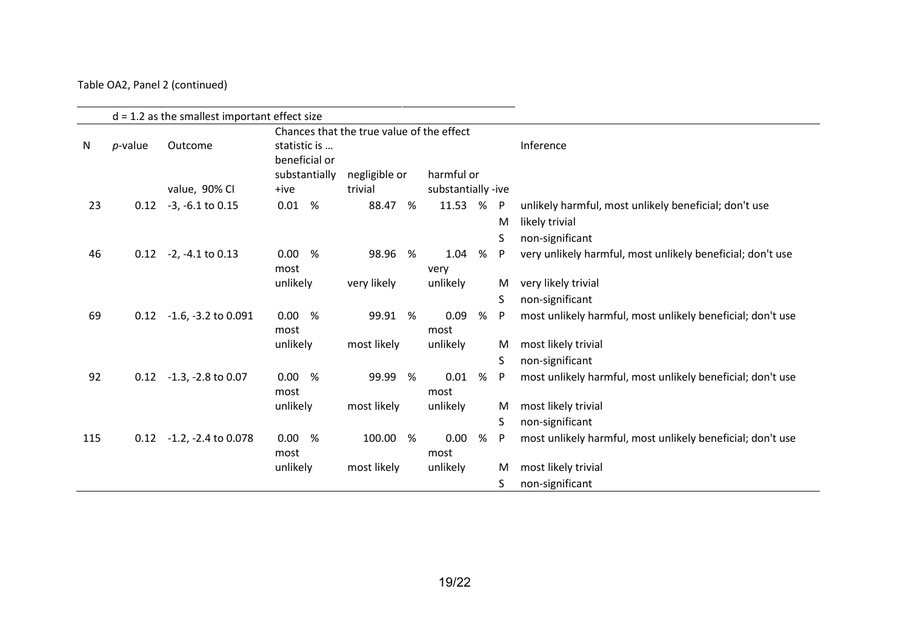Table OA2, Panel 2 (continued)

| d = 1.2 as the smallest important effect size | | | | | | | |
|---|---|---|---|---|---|---|---|
| | | | Chances that the true value of the effect statistic is … | | | | |
| N | *p*-value | Outcome value, 90% CI | beneficial or substantially +ive | negligible or trivial | harmful or substantially -ive | | Inference |
| 23 | 0.12 | -3, -6.1 to 0.15 | 0.01 % | 88.47 % | 11.53 % | P | unlikely harmful, most unlikely beneficial; don't use |
| | | | | | | M | likely trivial |
| | | | | | | S | non-significant |
| 46 | 0.12 | -2, -4.1 to 0.13 | 0.00 % most unlikely | 98.96 % very likely | 1.04 % very unlikely | P | very unlikely harmful, most unlikely beneficial; don't use |
| | | | | | | M | very likely trivial |
| | | | | | | S | non-significant |
| 69 | 0.12 | -1.6, -3.2 to 0.091 | 0.00 % most unlikely | 99.91 % most likely | 0.09 % most unlikely | P | most unlikely harmful, most unlikely beneficial; don't use |
| | | | | | | M | most likely trivial |
| | | | | | | S | non-significant |
| 92 | 0.12 | -1.3, -2.8 to 0.07 | 0.00 % most unlikely | 99.99 % most likely | 0.01 % most unlikely | P | most unlikely harmful, most unlikely beneficial; don't use |
| | | | | | | M | most likely trivial |
| | | | | | | S | non-significant |
| 115 | 0.12 | -1.2, -2.4 to 0.078 | 0.00 % most unlikely | 100.00 % most likely | 0.00 % most unlikely | P | most unlikely harmful, most unlikely beneficial; don't use |
| | | | | | | M | most likely trivial |
| | | | | | | S | non-significant |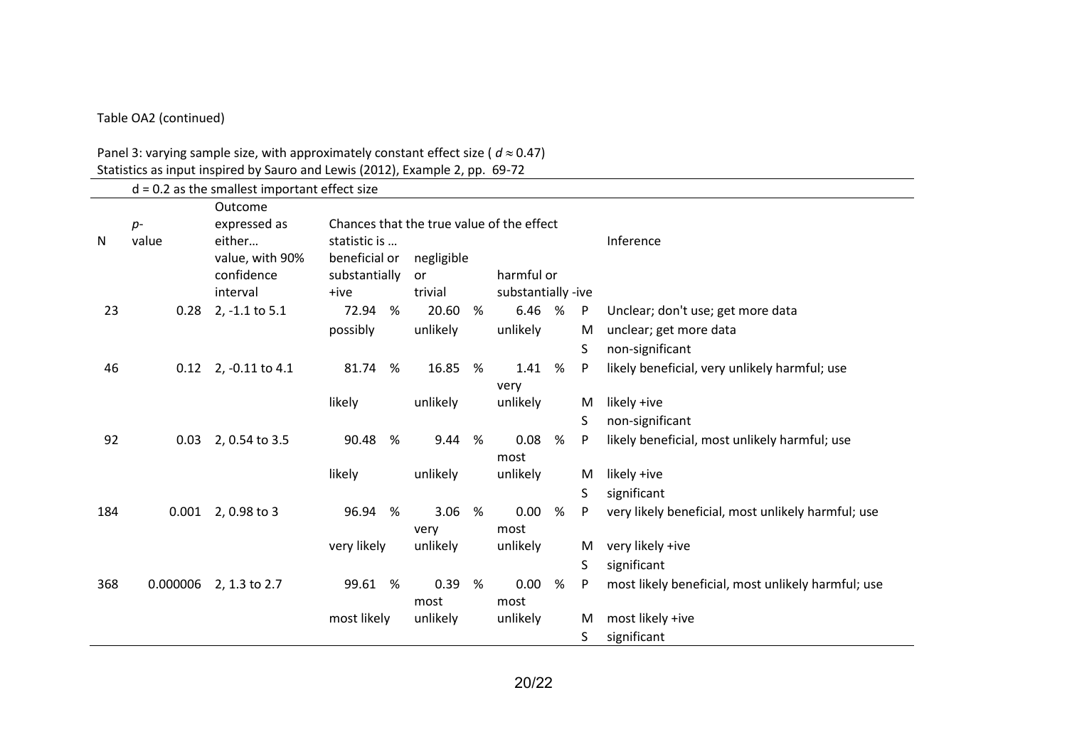Table OA2 (continued)

Panel 3: varying sample size, with approximately constant effect size ( $d \approx 0.47$)
Statistics as input inspired by Sauro and Lewis (2012), Example 2, pp. 69-72

d = 0.2 as the smallest important effect size

| N | *p*-value | Outcome expressed as either… value, with 90% confidence interval | Chances that the true value of the effect statistic is … beneficial or substantially +ive | | negligible or trivial | | harmful or substantially -ive | | | Inference |
|---|---|---|---|---|---|---|---|---|---|---|
| 23 | 0.28 | 2, -1.1 to 5.1 | 72.94 | % | 20.60 | % | 6.46 | % | P | Unclear; don't use; get more data |
| | | | possibly | | unlikely | | unlikely | | M | unclear; get more data |
| | | | | | | | | | S | non-significant |
| 46 | 0.12 | 2, -0.11 to 4.1 | 81.74 | % | 16.85 | % | 1.41 | % | P | likely beneficial, very unlikely harmful; use |
| | | | likely | | unlikely | | very unlikely | | M | likely +ive |
| | | | | | | | | | S | non-significant |
| 92 | 0.03 | 2, 0.54 to 3.5 | 90.48 | % | 9.44 | % | 0.08 | % | P | likely beneficial, most unlikely harmful; use |
| | | | likely | | unlikely | | most unlikely | | M | likely +ive |
| | | | | | | | | | S | significant |
| 184 | 0.001 | 2, 0.98 to 3 | 96.94 | % | 3.06 | % | 0.00 | % | P | very likely beneficial, most unlikely harmful; use |
| | | | very likely | | very unlikely | | most unlikely | | M | very likely +ive |
| | | | | | | | | | S | significant |
| 368 | 0.000006 | 2, 1.3 to 2.7 | 99.61 | % | 0.39 | % | 0.00 | % | P | most likely beneficial, most unlikely harmful; use |
| | | | most likely | | most unlikely | | most unlikely | | M | most likely +ive |
| | | | | | | | | | S | significant |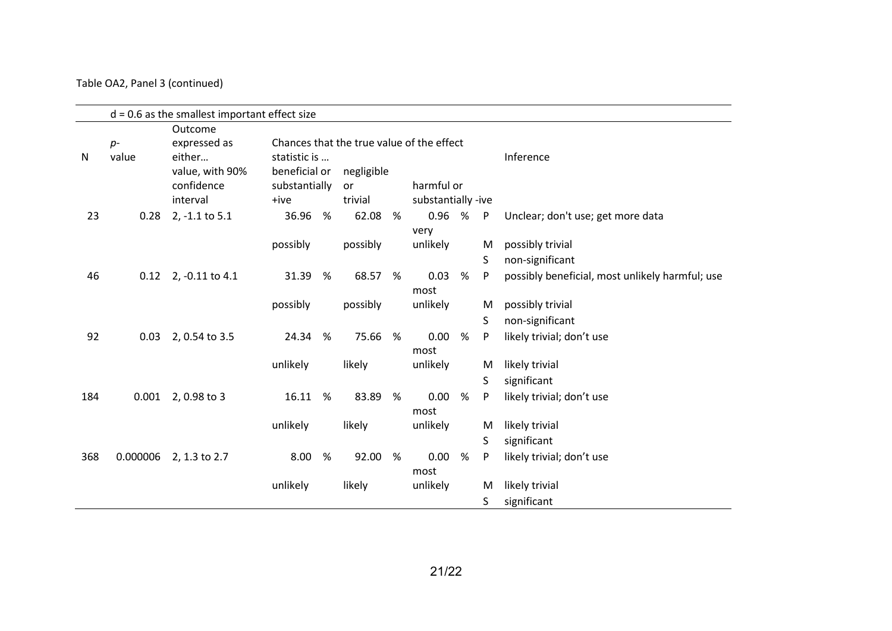Table OA2, Panel 3 (continued)

| | d = 0.6 as the smallest important effect size | | | | | | | | | | |
|---|---|---|---|---|---|---|---|---|---|---|---|
| N | *p*-value | Outcome expressed as either… value, with 90% confidence interval | Chances that the true value of the effect statistic is … beneficial or substantially +ive | | negligible or trivial | | harmful or substantially -ive | | | | Inference |
| 23 | 0.28 | 2, -1.1 to 5.1 | 36.96 | % | 62.08 | % | 0.96 | % | | P | Unclear; don't use; get more data |
| | | | possibly | | possibly | | very unlikely | | | M | possibly trivial |
| | | | | | | | | | | S | non-significant |
| 46 | 0.12 | 2, -0.11 to 4.1 | 31.39 | % | 68.57 | % | 0.03 | % | | P | possibly beneficial, most unlikely harmful; use |
| | | | possibly | | possibly | | most unlikely | | | M | possibly trivial |
| | | | | | | | | | | S | non-significant |
| 92 | 0.03 | 2, 0.54 to 3.5 | 24.34 | % | 75.66 | % | 0.00 | % | | P | likely trivial; don't use |
| | | | unlikely | | likely | | most unlikely | | | M | likely trivial |
| | | | | | | | | | | S | significant |
| 184 | 0.001 | 2, 0.98 to 3 | 16.11 | % | 83.89 | % | 0.00 | % | | P | likely trivial; don't use |
| | | | unlikely | | likely | | most unlikely | | | M | likely trivial |
| | | | | | | | | | | S | significant |
| 368 | 0.000006 | 2, 1.3 to 2.7 | 8.00 | % | 92.00 | % | 0.00 | % | | P | likely trivial; don't use |
| | | | unlikely | | likely | | most unlikely | | | M | likely trivial |
| | | | | | | | | | | S | significant |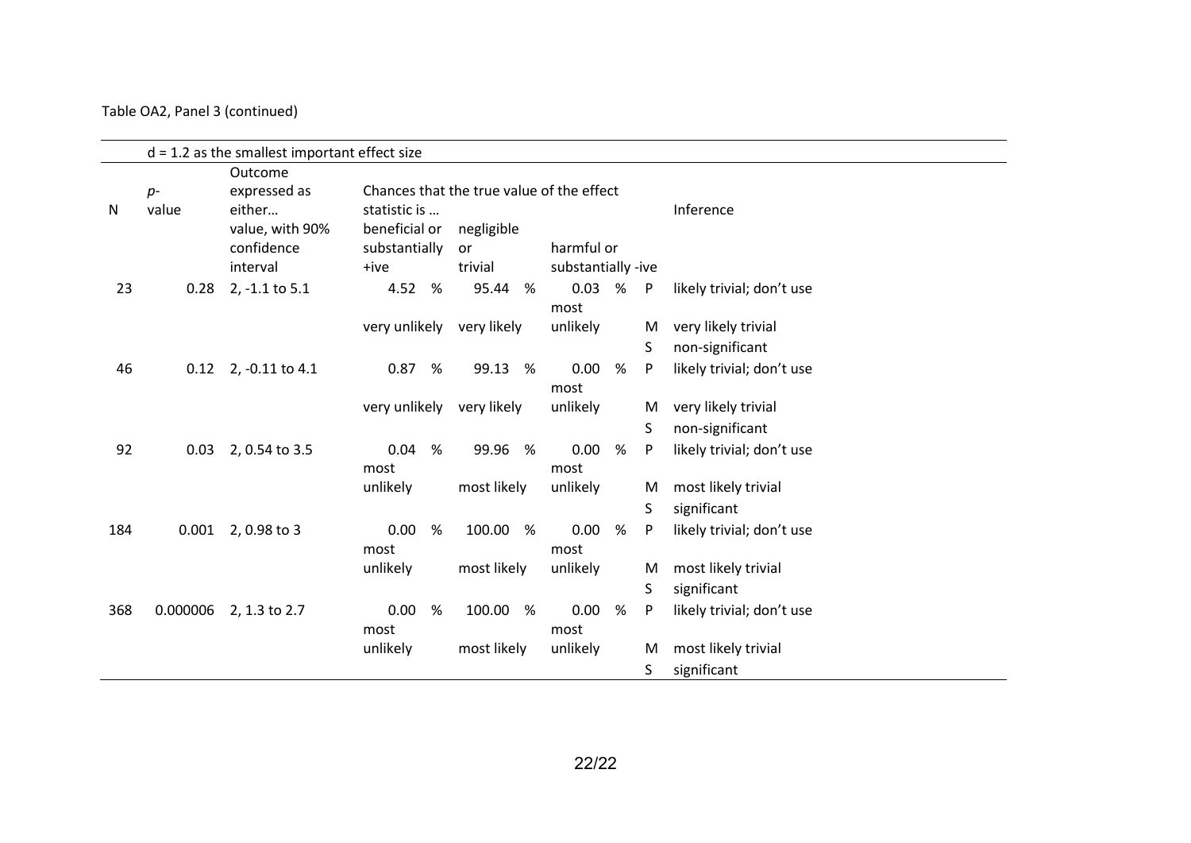Table OA2, Panel 3 (continued)

| | d = 1.2 as the smallest important effect size | | | | | | | |
|---|---|---|---|---|---|---|---|---|
| N | *p*-value | Outcome expressed as either… value, with 90% confidence interval | Chances that the true value of the effect statistic is … beneficial or substantially +ive | negligible or trivial | harmful or substantially -ive | | Inference |
| 23 | 0.28 | 2, -1.1 to 5.1 | 4.52 % | 95.44 % | 0.03 % | P | likely trivial; don't use |
| | | | very unlikely | very likely | most unlikely | M | very likely trivial |
| | | | | | | S | non-significant |
| 46 | 0.12 | 2, -0.11 to 4.1 | 0.87 % | 99.13 % | 0.00 % | P | likely trivial; don't use |
| | | | very unlikely | very likely | most unlikely | M | very likely trivial |
| | | | | | | S | non-significant |
| 92 | 0.03 | 2, 0.54 to 3.5 | 0.04 % | 99.96 % | 0.00 % | P | likely trivial; don't use |
| | | | most unlikely | most likely | most unlikely | M | most likely trivial |
| | | | | | | S | significant |
| 184 | 0.001 | 2, 0.98 to 3 | 0.00 % | 100.00 % | 0.00 % | P | likely trivial; don't use |
| | | | most unlikely | most likely | most unlikely | M | most likely trivial |
| | | | | | | S | significant |
| 368 | 0.000006 | 2, 1.3 to 2.7 | 0.00 % | 100.00 % | 0.00 % | P | likely trivial; don't use |
| | | | most unlikely | most likely | most unlikely | M | most likely trivial |
| | | | | | | S | significant |